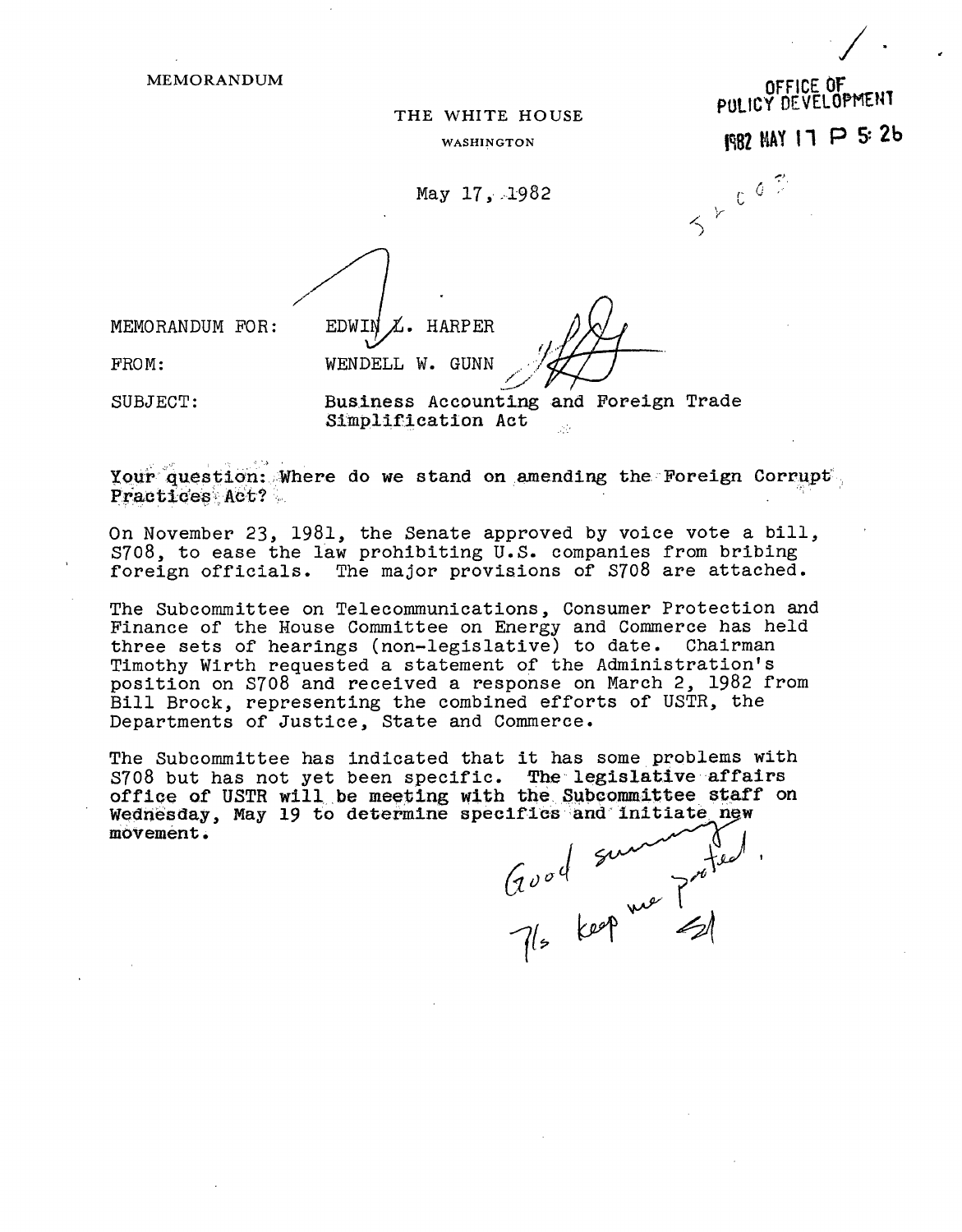MEMORANDUM

OFFICE OF POLICY DEVELOPMENT

1982 MAY 17 P 5: 26

THE WHITE HOUSE

WASHINGTON

May 17, 1982

MEMORANDUM FOR: EDWIN L. HARPER

FROM: WENDELL W. GUNN

SUBJECT: Business Accounting and Foreign Trade Simplification Act

Your question: Where do we stand on amending the Foreign Corrupt Practices Act?

On November 23, 1981, the Senate approved by voice vote a bill, S708, to ease the law prohibiting U.S. companies from bribing foreign officials. The major provisions of S708 are attached.

The Subcommittee on Telecommunications, Consumer Protection and Finance of the House Committee on Energy and Commerce has held three sets of hearings (non-legislative) to date. Chairman Timothy Wirth requested a statement of the Administration's position on S708 and received a response on March 2, 1982 from Bill Brock, representing the combined efforts of USTR, the Departments of Justice, State and Commerce.

The Subcommittee has indicated that it has some problems with S708 but has not yet been specific. The legislative affairs office of USTR will be meeting with the Subcommittee staff on Wednesday, May 19 to determine specifics and initiate new movement.

Good summary. Pls keep me posted. EH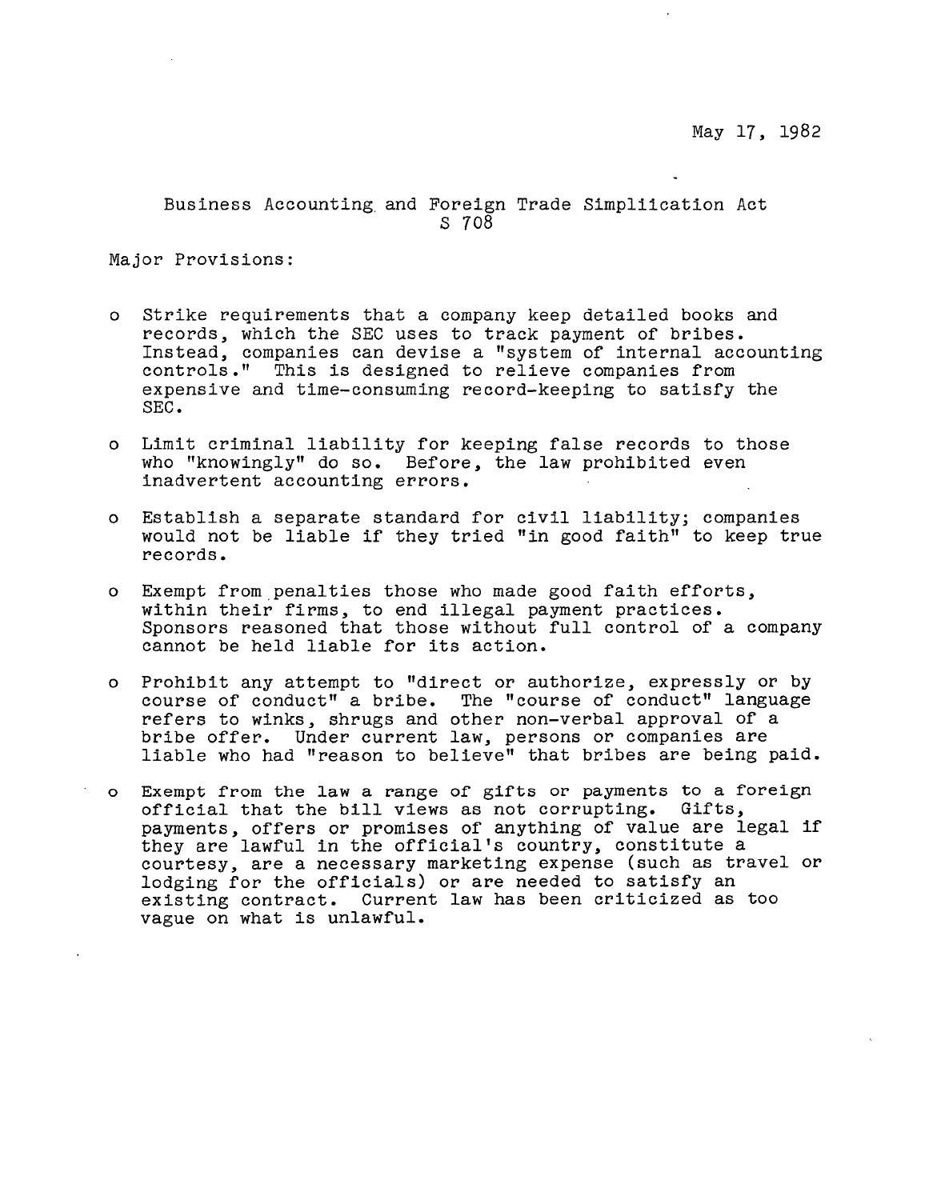May 17, 1982

Business Accounting and Foreign Trade Simpliication Act
S 708

Major Provisions:

- Strike requirements that a company keep detailed books and records, which the SEC uses to track payment of bribes. Instead, companies can devise a "system of internal accounting controls." This is designed to relieve companies from expensive and time-consuming record-keeping to satisfy the SEC.

- Limit criminal liability for keeping false records to those who "knowingly" do so. Before, the law prohibited even inadvertent accounting errors.

- Establish a separate standard for civil liability; companies would not be liable if they tried "in good faith" to keep true records.

- Exempt from penalties those who made good faith efforts, within their firms, to end illegal payment practices. Sponsors reasoned that those without full control of a company cannot be held liable for its action.

- Prohibit any attempt to "direct or authorize, expressly or by course of conduct" a bribe. The "course of conduct" language refers to winks, shrugs and other non-verbal approval of a bribe offer. Under current law, persons or companies are liable who had "reason to believe" that bribes are being paid.

- Exempt from the law a range of gifts or payments to a foreign official that the bill views as not corrupting. Gifts, payments, offers or promises of anything of value are legal if they are lawful in the official's country, constitute a courtesy, are a necessary marketing expense (such as travel or lodging for the officials) or are needed to satisfy an existing contract. Current law has been criticized as too vague on what is unlawful.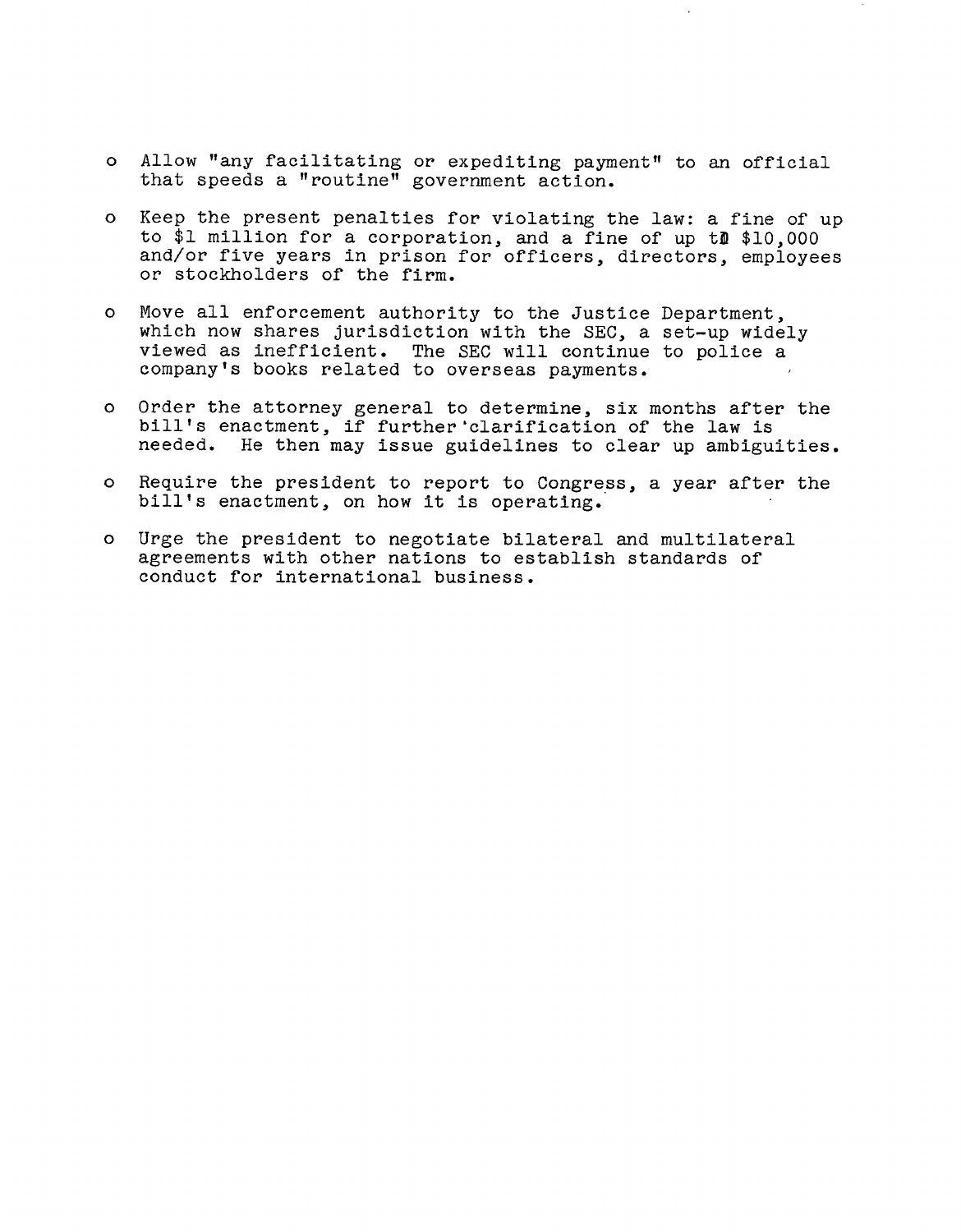- Allow "any facilitating or expediting payment" to an official that speeds a "routine" government action.
- Keep the present penalties for violating the law: a fine of up to $1 million for a corporation, and a fine of up to $10,000 and/or five years in prison for officers, directors, employees or stockholders of the firm.
- Move all enforcement authority to the Justice Department, which now shares jurisdiction with the SEC, a set-up widely viewed as inefficient. The SEC will continue to police a company's books related to overseas payments.
- Order the attorney general to determine, six months after the bill's enactment, if further clarification of the law is needed. He then may issue guidelines to clear up ambiguities.
- Require the president to report to Congress, a year after the bill's enactment, on how it is operating.
- Urge the president to negotiate bilateral and multilateral agreements with other nations to establish standards of conduct for international business.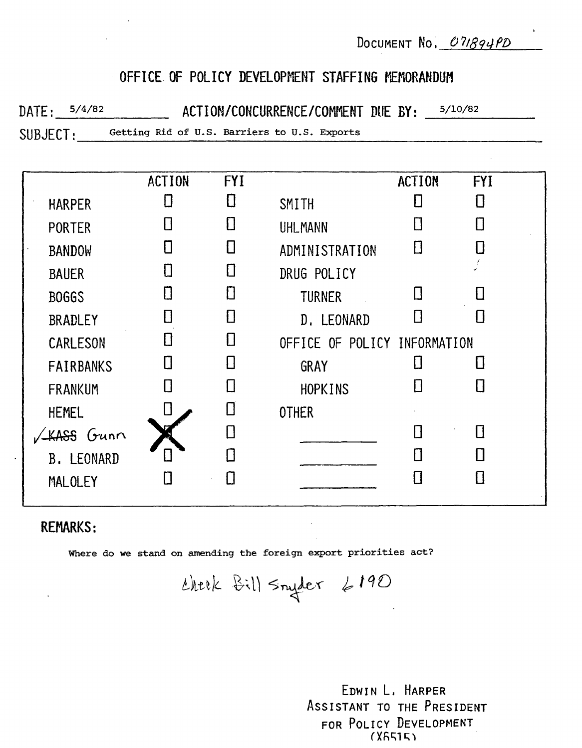DOCUMENT NO. 071894PD

# OFFICE OF POLICY DEVELOPMENT STAFFING MEMORANDUM

DATE: 5/4/82 ACTION/CONCURRENCE/COMMENT DUE BY: 5/10/82

SUBJECT: Getting Rid of U.S. Barriers to U.S. Exports

| | ACTION | FYI | | ACTION | FYI |
|---|---|---|---|---|---|
| HARPER | ☐ | ☐ | SMITH | ☐ | ☐ |
| PORTER | ☐ | ☐ | UHLMANN | ☐ | ☐ |
| BANDOW | ☐ | ☐ | ADMINISTRATION | ☐ | ☐ |
| BAUER | ☐ | ☐ | DRUG POLICY | | |
| BOGGS | ☐ | ☐ | TURNER | ☐ | ☐ |
| BRADLEY | ☐ | ☐ | D. LEONARD | ☐ | ☐ |
| CARLESON | ☐ | ☐ | OFFICE OF POLICY INFORMATION | | |
| FAIRBANKS | ☐ | ☐ | GRAY | ☐ | ☐ |
| FRANKUM | ☐ | ☐ | HOPKINS | ☐ | ☐ |
| HEMEL | ☐ | ☐ | OTHER | | |
| ✓ ~~KASS~~ Gunn | X | ☐ | ________ | ☐ | ☐ |
| B. LEONARD | ☐ | ☐ | ________ | ☐ | ☐ |
| MALOLEY | ☐ | ☐ | ________ | ☐ | ☐ |

**REMARKS:**

Where do we stand on amending the foreign export priorities act?

Check Bill Snyder 6190

EDWIN L. HARPER
ASSISTANT TO THE PRESIDENT
FOR POLICY DEVELOPMENT
(X6515)